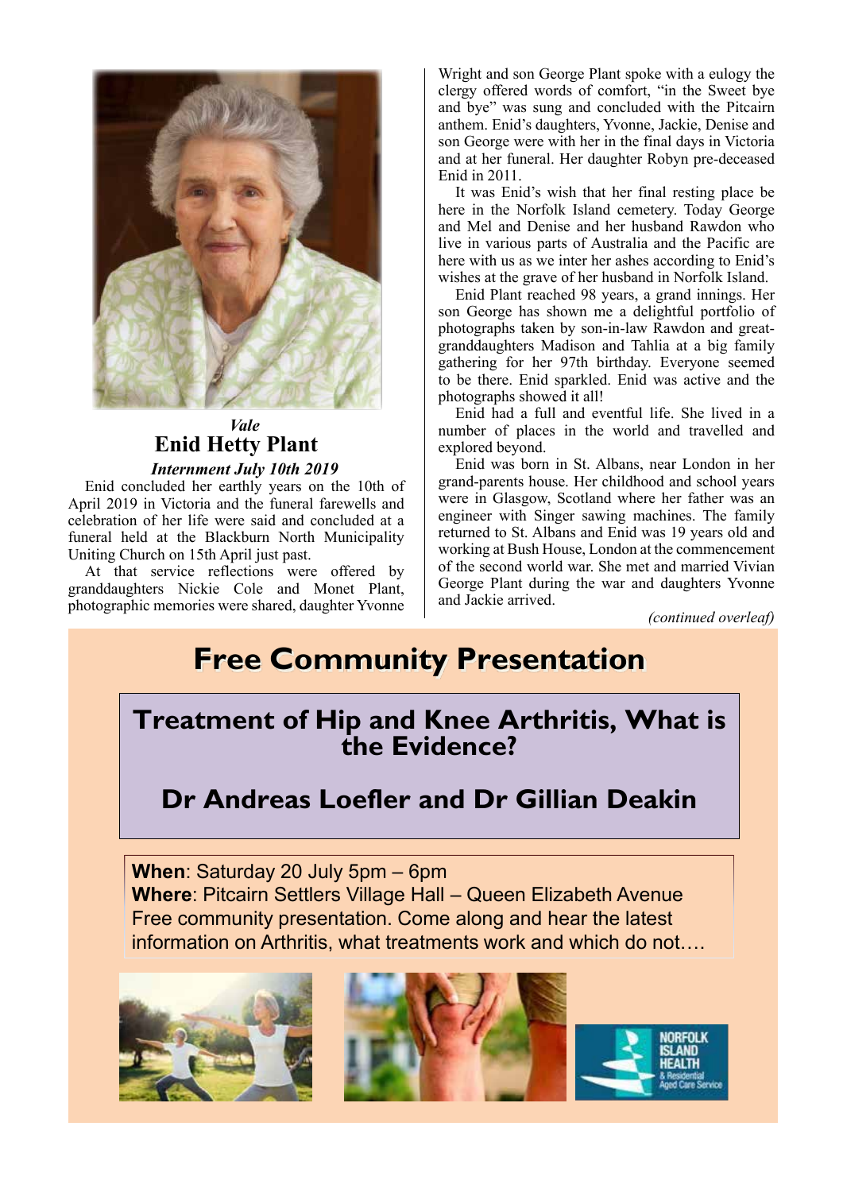*Vale*

## Enid Hetty Plant

***Internment July 10th 2019***

Enid concluded her earthly years on the 10th of April 2019 in Victoria and the funeral farewells and celebration of her life were said and concluded at a funeral held at the Blackburn North Municipality Uniting Church on 15th April just past.

At that service reflections were offered by granddaughters Nickie Cole and Monet Plant, photographic memories were shared, daughter Yvonne Wright and son George Plant spoke with a eulogy the clergy offered words of comfort, "in the Sweet bye and bye" was sung and concluded with the Pitcairn anthem. Enid's daughters, Yvonne, Jackie, Denise and son George were with her in the final days in Victoria and at her funeral. Her daughter Robyn pre-deceased Enid in 2011.

It was Enid's wish that her final resting place be here in the Norfolk Island cemetery. Today George and Mel and Denise and her husband Rawdon who live in various parts of Australia and the Pacific are here with us as we inter her ashes according to Enid's wishes at the grave of her husband in Norfolk Island.

Enid Plant reached 98 years, a grand innings. Her son George has shown me a delightful portfolio of photographs taken by son-in-law Rawdon and great-granddaughters Madison and Tahlia at a big family gathering for her 97th birthday. Everyone seemed to be there. Enid sparkled. Enid was active and the photographs showed it all!

Enid had a full and eventful life. She lived in a number of places in the world and travelled and explored beyond.

Enid was born in St. Albans, near London in her grand-parents house. Her childhood and school years were in Glasgow, Scotland where her father was an engineer with Singer sawing machines. The family returned to St. Albans and Enid was 19 years old and working at Bush House, London at the commencement of the second world war. She met and married Vivian George Plant during the war and daughters Yvonne and Jackie arrived.

*(continued overleaf)*

# Free Community Presentation

## Treatment of Hip and Knee Arthritis, What is the Evidence?

## Dr Andreas Loefler and Dr Gillian Deakin

**When**: Saturday 20 July 5pm – 6pm
**Where**: Pitcairn Settlers Village Hall – Queen Elizabeth Avenue
Free community presentation. Come along and hear the latest information on Arthritis, what treatments work and which do not….

NORFOLK ISLAND HEALTH & Residential Aged Care Service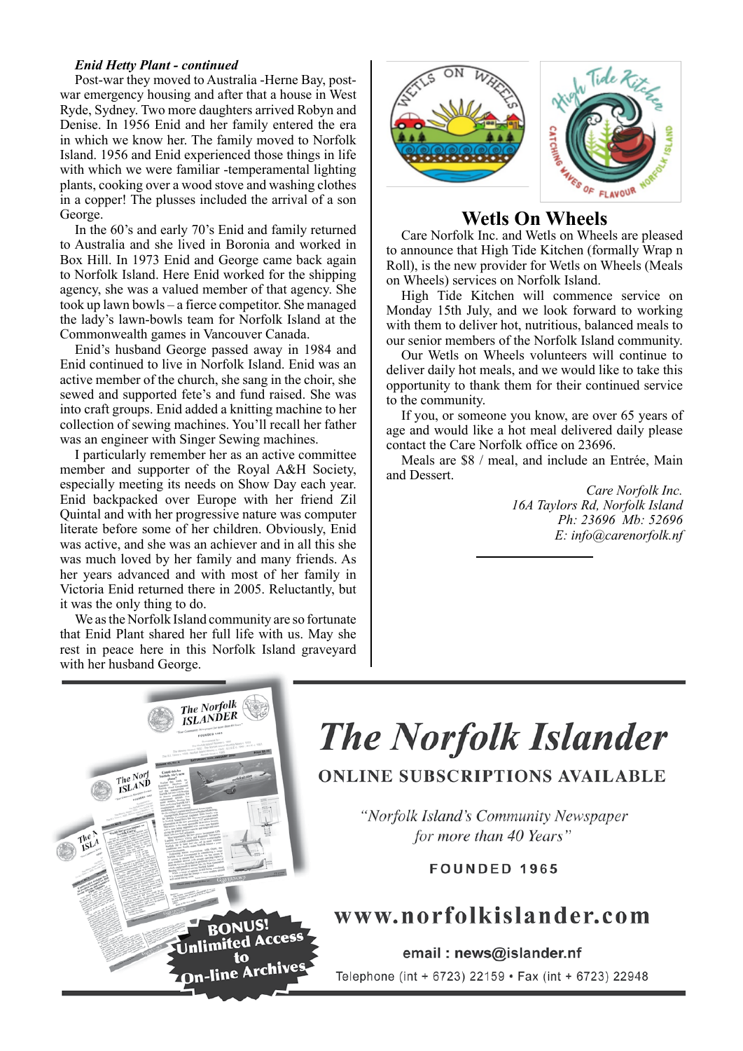***Enid Hetty Plant - continued***

Post-war they moved to Australia -Herne Bay, post-war emergency housing and after that a house in West Ryde, Sydney. Two more daughters arrived Robyn and Denise. In 1956 Enid and her family entered the era in which we know her. The family moved to Norfolk Island. 1956 and Enid experienced those things in life with which we were familiar -temperamental lighting plants, cooking over a wood stove and washing clothes in a copper! The plusses included the arrival of a son George.

In the 60's and early 70's Enid and family returned to Australia and she lived in Boronia and worked in Box Hill. In 1973 Enid and George came back again to Norfolk Island. Here Enid worked for the shipping agency, she was a valued member of that agency. She took up lawn bowls – a fierce competitor. She managed the lady's lawn-bowls team for Norfolk Island at the Commonwealth games in Vancouver Canada.

Enid's husband George passed away in 1984 and Enid continued to live in Norfolk Island. Enid was an active member of the church, she sang in the choir, she sewed and supported fete's and fund raised. She was into craft groups. Enid added a knitting machine to her collection of sewing machines. You'll recall her father was an engineer with Singer Sewing machines.

I particularly remember her as an active committee member and supporter of the Royal A&H Society, especially meeting its needs on Show Day each year. Enid backpacked over Europe with her friend Zil Quintal and with her progressive nature was computer literate before some of her children. Obviously, Enid was active, and she was an achiever and in all this she was much loved by her family and many friends. As her years advanced and with most of her family in Victoria Enid returned there in 2005. Reluctantly, but it was the only thing to do.

We as the Norfolk Island community are so fortunate that Enid Plant shared her full life with us. May she rest in peace here in this Norfolk Island graveyard with her husband George.

## Wetls On Wheels

Care Norfolk Inc. and Wetls on Wheels are pleased to announce that High Tide Kitchen (formally Wrap n Roll), is the new provider for Wetls on Wheels (Meals on Wheels) services on Norfolk Island.

High Tide Kitchen will commence service on Monday 15th July, and we look forward to working with them to deliver hot, nutritious, balanced meals to our senior members of the Norfolk Island community.

Our Wetls on Wheels volunteers will continue to deliver daily hot meals, and we would like to take this opportunity to thank them for their continued service to the community.

If you, or someone you know, are over 65 years of age and would like a hot meal delivered daily please contact the Care Norfolk office on 23696.

Meals are $8 / meal, and include an Entrée, Main and Dessert.

*Care Norfolk Inc.*
*16A Taylors Rd, Norfolk Island*
*Ph: 23696 Mb: 52696*
*E: info@carenorfolk.nf*

# *The Norfolk Islander*

**ONLINE SUBSCRIPTIONS AVAILABLE**

*"Norfolk Island's Community Newspaper for more than 40 Years"*

**FOUNDED 1965**

**BONUS! Unlimited Access to On-line Archives**

**www.norfolkislander.com**

**email : news@islander.nf**

Telephone (int + 6723) 22159 • Fax (int + 6723) 22948